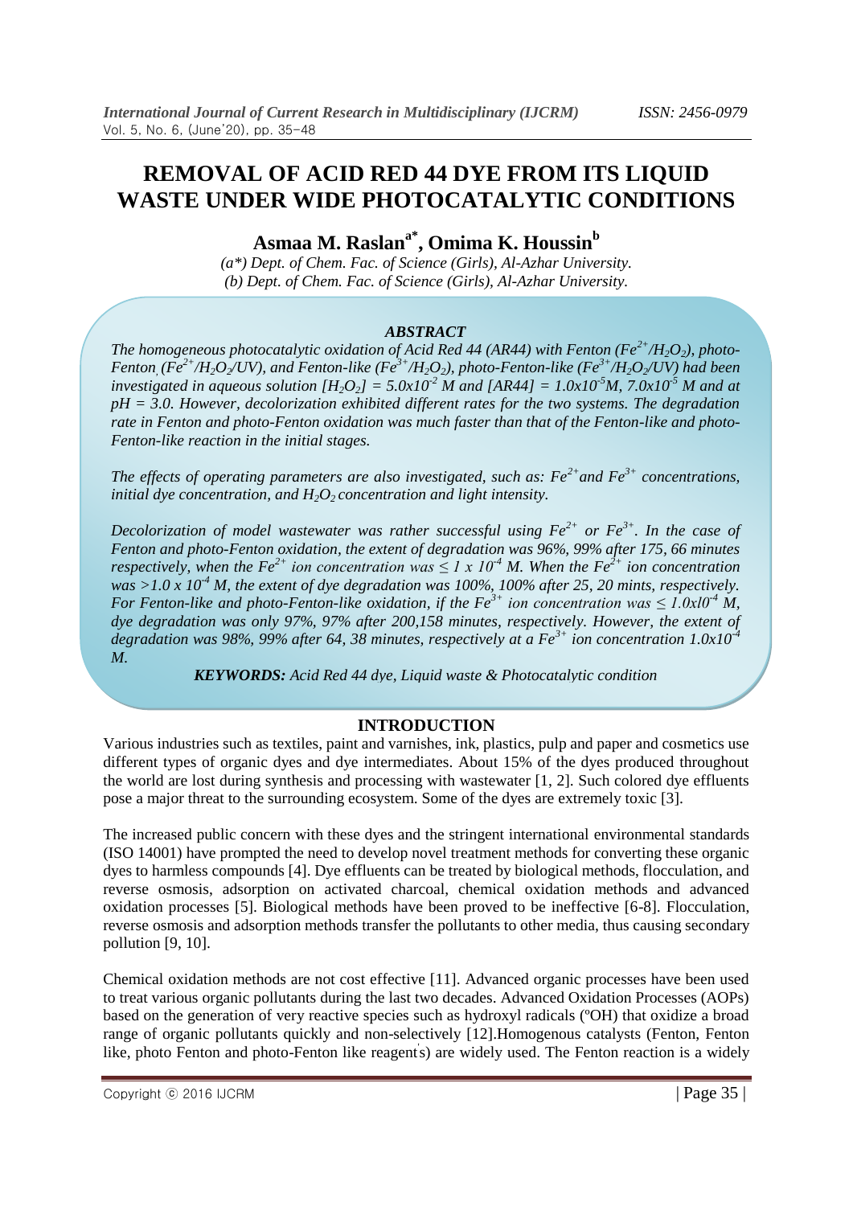# REMOVAL OF ACID RED 44 DYE FROM ITS LIQUID WASTE UNDER WIDE PHOTOCATALYTIC CONDITIONS

## Asmaa M. Raslan[a*], Omima K. Houssin[b]

*(a\*) Dept. of Chem. Fac. of Science (Girls), Al-Azhar University.*
*(b) Dept. of Chem. Fac. of Science (Girls), Al-Azhar University.*

### ABSTRACT

*The homogeneous photocatalytic oxidation of Acid Red 44 (AR44) with Fenton ($Fe^{2+}/H_2O_2$), photo-Fenton, ($Fe^{2+}/H_2O_2/UV$), and Fenton-like ($Fe^{3+}/H_2O_2$), photo-Fenton-like ($Fe^{3+}/H_2O_2/UV$) had been investigated in aqueous solution $[H_2O_2] = 5.0x10^{-2}$ M and $[AR44] = 1.0x10^{-5}$M, $7.0x10^{-5}$ M and at pH = 3.0. However, decolorization exhibited different rates for the two systems. The degradation rate in Fenton and photo-Fenton oxidation was much faster than that of the Fenton-like and photo-Fenton-like reaction in the initial stages.*

*The effects of operating parameters are also investigated, such as: $Fe^{2+}$and $Fe^{3+}$ concentrations, initial dye concentration, and $H_2O_2$ concentration and light intensity.*

*Decolorization of model wastewater was rather successful using $Fe^{2+}$ or $Fe^{3+}$. In the case of Fenton and photo-Fenton oxidation, the extent of degradation was 96%, 99% after 175, 66 minutes respectively, when the $Fe^{2+}$ ion concentration was $\leq 1 \times 10^{-4}$ M. When the $Fe^{2+}$ ion concentration was $>1.0 \times 10^{-4}$ M, the extent of dye degradation was 100%, 100% after 25, 20 mints, respectively. For Fenton-like and photo-Fenton-like oxidation, if the $Fe^{3+}$ ion concentration was $\leq 1.0x10^{-4}$ M, dye degradation was only 97%, 97% after 200,158 minutes, respectively. However, the extent of degradation was 98%, 99% after 64, 38 minutes, respectively at a $Fe^{3+}$ ion concentration $1.0x10^{-4}$ M.*

***KEYWORDS:** Acid Red 44 dye, Liquid waste & Photocatalytic condition*

## INTRODUCTION

Various industries such as textiles, paint and varnishes, ink, plastics, pulp and paper and cosmetics use different types of organic dyes and dye intermediates. About 15% of the dyes produced throughout the world are lost during synthesis and processing with wastewater [1, 2]. Such colored dye effluents pose a major threat to the surrounding ecosystem. Some of the dyes are extremely toxic [3].

The increased public concern with these dyes and the stringent international environmental standards (ISO 14001) have prompted the need to develop novel treatment methods for converting these organic dyes to harmless compounds [4]. Dye effluents can be treated by biological methods, flocculation, and reverse osmosis, adsorption on activated charcoal, chemical oxidation methods and advanced oxidation processes [5]. Biological methods have been proved to be ineffective [6-8]. Flocculation, reverse osmosis and adsorption methods transfer the pollutants to other media, thus causing secondary pollution [9, 10].

Chemical oxidation methods are not cost effective [11]. Advanced organic processes have been used to treat various organic pollutants during the last two decades. Advanced Oxidation Processes (AOPs) based on the generation of very reactive species such as hydroxyl radicals (ºOH) that oxidize a broad range of organic pollutants quickly and non-selectively [12].Homogenous catalysts (Fenton, Fenton like, photo Fenton and photo-Fenton like reagent's) are widely used. The Fenton reaction is a widely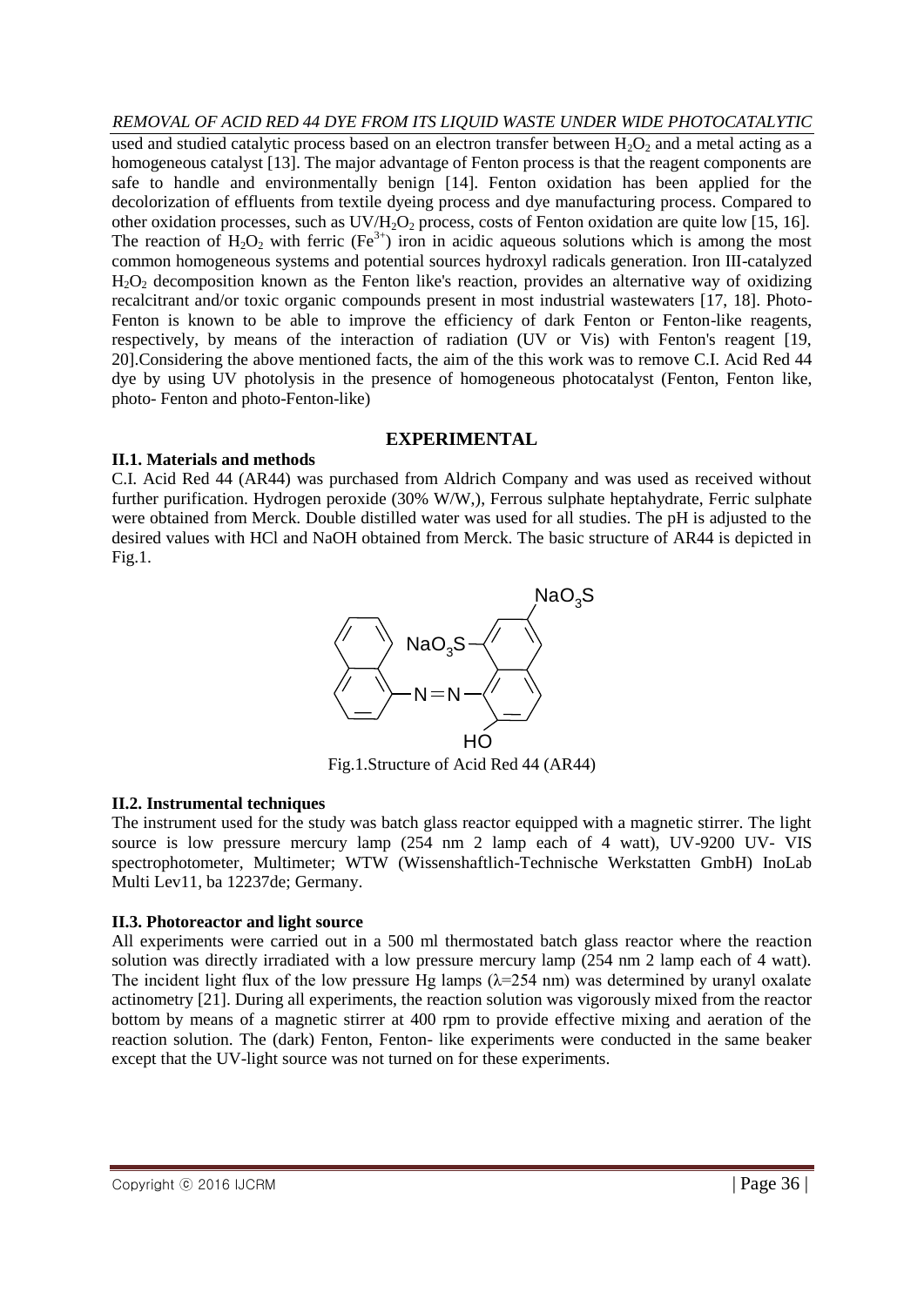used and studied catalytic process based on an electron transfer between $H_2O_2$ and a metal acting as a homogeneous catalyst [13]. The major advantage of Fenton process is that the reagent components are safe to handle and environmentally benign [14]. Fenton oxidation has been applied for the decolorization of effluents from textile dyeing process and dye manufacturing process. Compared to other oxidation processes, such as $UV/H_2O_2$ process, costs of Fenton oxidation are quite low [15, 16]. The reaction of $H_2O_2$ with ferric ($Fe^{3+}$) iron in acidic aqueous solutions which is among the most common homogeneous systems and potential sources hydroxyl radicals generation. Iron III-catalyzed $H_2O_2$ decomposition known as the Fenton like's reaction, provides an alternative way of oxidizing recalcitrant and/or toxic organic compounds present in most industrial wastewaters [17, 18]. Photo-Fenton is known to be able to improve the efficiency of dark Fenton or Fenton-like reagents, respectively, by means of the interaction of radiation (UV or Vis) with Fenton's reagent [19, 20].Considering the above mentioned facts, the aim of the this work was to remove C.I. Acid Red 44 dye by using UV photolysis in the presence of homogeneous photocatalyst (Fenton, Fenton like, photo- Fenton and photo-Fenton-like)

## EXPERIMENTAL

### II.1. Materials and methods

C.I. Acid Red 44 (AR44) was purchased from Aldrich Company and was used as received without further purification. Hydrogen peroxide (30% W/W,), Ferrous sulphate heptahydrate, Ferric sulphate were obtained from Merck. Double distilled water was used for all studies. The pH is adjusted to the desired values with HCl and NaOH obtained from Merck. The basic structure of AR44 is depicted in Fig.1.

Fig.1.Structure of Acid Red 44 (AR44)

### II.2. Instrumental techniques

The instrument used for the study was batch glass reactor equipped with a magnetic stirrer. The light source is low pressure mercury lamp (254 nm 2 lamp each of 4 watt), UV-9200 UV- VIS spectrophotometer, Multimeter; WTW (Wissenshaftlich-Technische Werkstatten GmbH) InoLab Multi Lev11, ba 12237de; Germany.

### II.3. Photoreactor and light source

All experiments were carried out in a 500 ml thermostated batch glass reactor where the reaction solution was directly irradiated with a low pressure mercury lamp (254 nm 2 lamp each of 4 watt). The incident light flux of the low pressure Hg lamps ($\lambda$=254 nm) was determined by uranyl oxalate actinometry [21]. During all experiments, the reaction solution was vigorously mixed from the reactor bottom by means of a magnetic stirrer at 400 rpm to provide effective mixing and aeration of the reaction solution. The (dark) Fenton, Fenton- like experiments were conducted in the same beaker except that the UV-light source was not turned on for these experiments.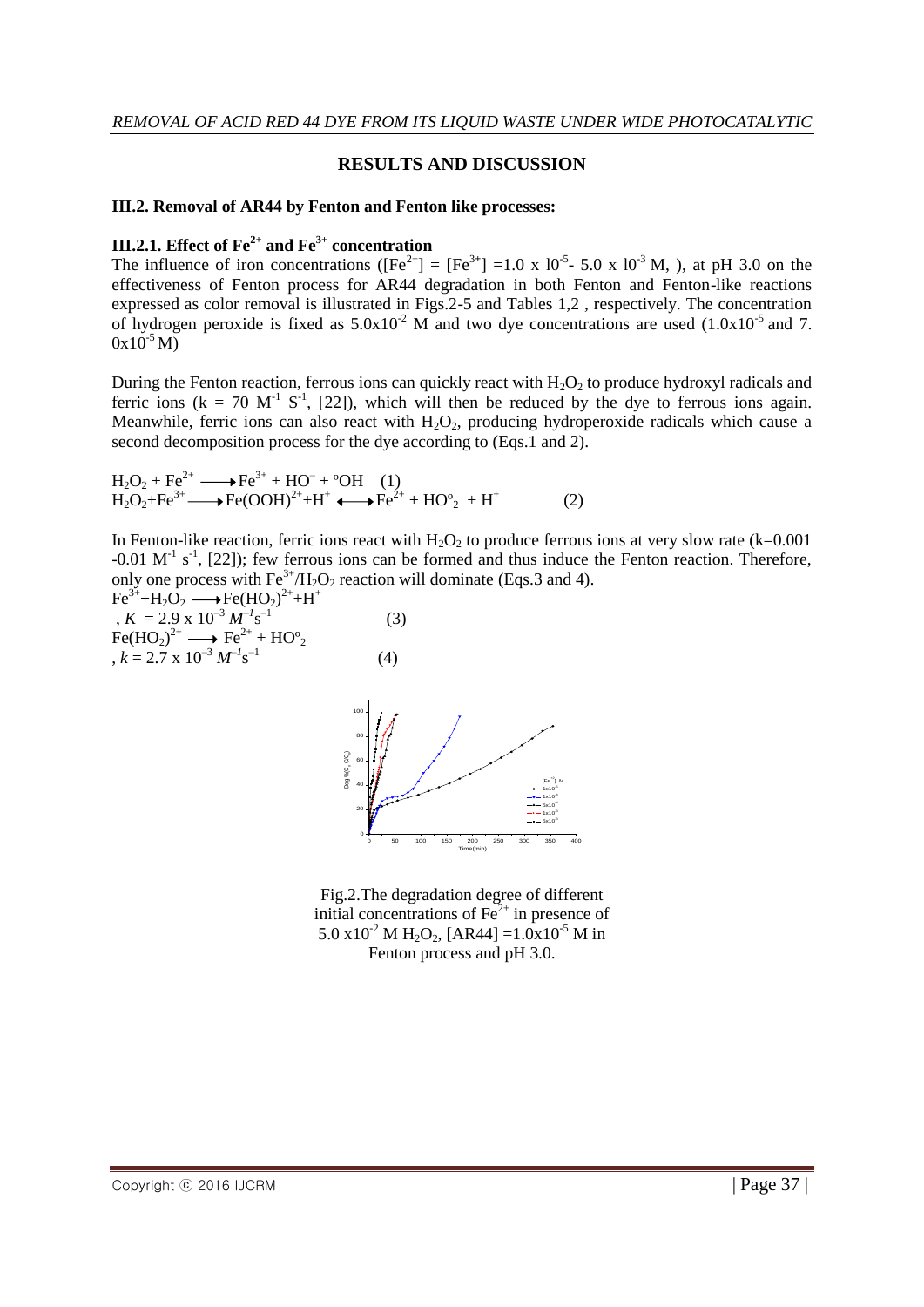## RESULTS AND DISCUSSION

### III.2. Removal of AR44 by Fenton and Fenton like processes:

### III.2.1. Effect of $Fe^{2+}$ and $Fe^{3+}$ concentration

The influence of iron concentrations ($[Fe^{2+}] = [Fe^{3+}] = 1.0 \times 10^{-5} - 5.0 \times 10^{-3}$ M, ), at pH 3.0 on the effectiveness of Fenton process for AR44 degradation in both Fenton and Fenton-like reactions expressed as color removal is illustrated in Figs.2-5 and Tables 1,2 , respectively. The concentration of hydrogen peroxide is fixed as $5.0 \times 10^{-2}$ M and two dye concentrations are used ($1.0 \times 10^{-5}$ and $7.0 \times 10^{-5}$ M)

During the Fenton reaction, ferrous ions can quickly react with $H_2O_2$ to produce hydroxyl radicals and ferric ions ($k = 70\ M^{-1}\ S^{-1}$, [22]), which will then be reduced by the dye to ferrous ions again. Meanwhile, ferric ions can also react with $H_2O_2$, producing hydroperoxide radicals which cause a second decomposition process for the dye according to (Eqs.1 and 2).

$$H_2O_2 + Fe^{2+} \longrightarrow Fe^{3+} + HO^{-} + {}^{o}OH \quad (1)$$

$$H_2O_2 + Fe^{3+} \longrightarrow Fe(OOH)^{2+} + H^{+} \longleftrightarrow Fe^{2+} + HO^{o}_2 + H^{+} \quad (2)$$

In Fenton-like reaction, ferric ions react with $H_2O_2$ to produce ferrous ions at very slow rate ($k = 0.001 - 0.01\ M^{-1}\ s^{-1}$, [22]); few ferrous ions can be formed and thus induce the Fenton reaction. Therefore, only one process with $Fe^{3+}/H_2O_2$ reaction will dominate (Eqs.3 and 4).

$$Fe^{3+} + H_2O_2 \longrightarrow Fe(HO_2)^{2+} + H^{+}, \quad K = 2.9 \times 10^{-3}\ M^{-1}s^{-1} \quad (3)$$

$$Fe(HO_2)^{2+} \longrightarrow Fe^{2+} + HO^{o}_2, \quad k = 2.7 \times 10^{-3}\ M^{-1}s^{-1} \quad (4)$$

Fig.2.The degradation degree of different initial concentrations of $Fe^{2+}$ in presence of $5.0 \times 10^{-2}$ M $H_2O_2$, $[AR44] = 1.0 \times 10^{-5}$ M in Fenton process and pH 3.0.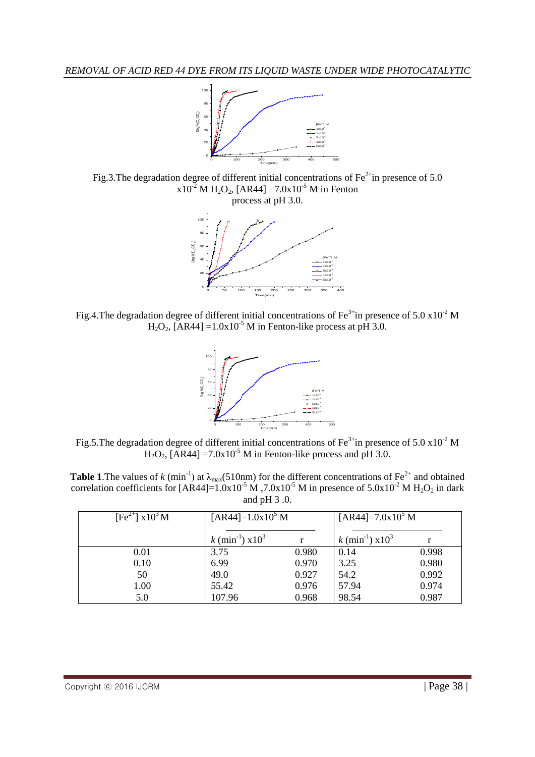Fig.3.The degradation degree of different initial concentrations of $Fe^{2+}$in presence of 5.0 $x10^{-2}$ M $H_2O_2$, [AR44] =7.0x$10^{-5}$ M in Fenton process at pH 3.0.

Fig.4.The degradation degree of different initial concentrations of $Fe^{3+}$in presence of 5.0 $x10^{-2}$ M $H_2O_2$, [AR44] =1.0x$10^{-5}$ M in Fenton-like process at pH 3.0.

Fig.5.The degradation degree of different initial concentrations of $Fe^{3+}$in presence of 5.0 $x10^{-2}$ M $H_2O_2$, [AR44] =7.0x$10^{-5}$ M in Fenton-like process and pH 3.0.

**Table 1**.The values of $k$ ($min^{-1}$) at $\lambda_{max}$(510nm) for the different concentrations of $Fe^{2+}$ and obtained correlation coefficients for [AR44]=1.0x$10^{-5}$ M ,7.0x$10^{-5}$ M in presence of 5.0x$10^{-2}$ M $H_2O_2$ in dark and pH 3 .0.

| $[Fe^{2+}]$ x$10^3$ M | [AR44]=1.0x$10^5$ M | | [AR44]=7.0x$10^5$ M | |
|---|---|---|---|---|
| | $k$ ($min^{-1}$) x$10^3$ | r | $k$ ($min^{-1}$) x$10^3$ | r |
| 0.01 | 3.75 | 0.980 | 0.14 | 0.998 |
| 0.10 | 6.99 | 0.970 | 3.25 | 0.980 |
| 50 | 49.0 | 0.927 | 54.2 | 0.992 |
| 1.00 | 55.42 | 0.976 | 57.94 | 0.974 |
| 5.0 | 107.96 | 0.968 | 98.54 | 0.987 |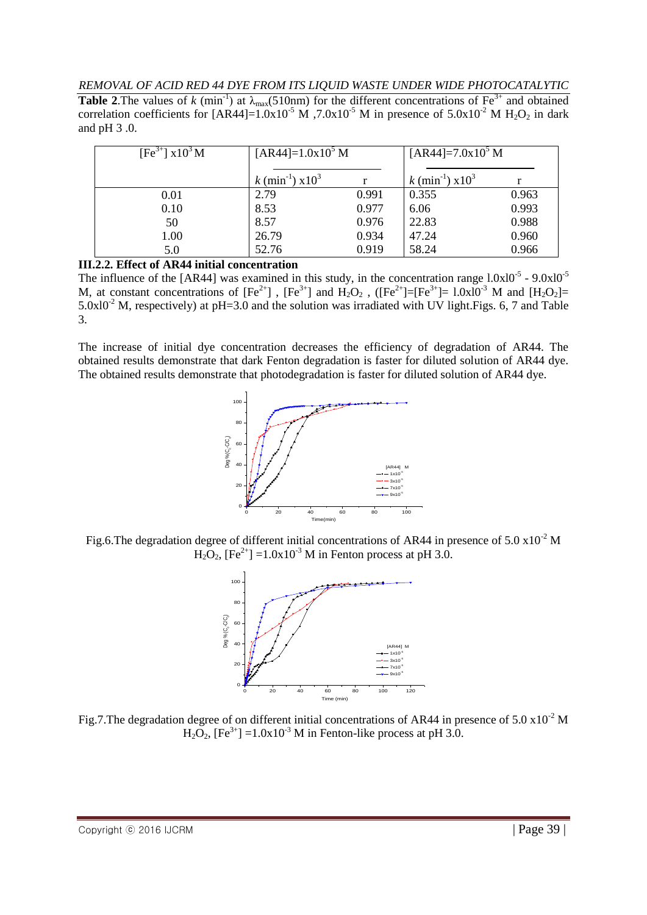**Table 2**.The values of $k$ ($min^{-1}$) at $\lambda_{max}$(510nm) for the different concentrations of $Fe^{3+}$ and obtained correlation coefficients for [AR44]=$1.0x10^{-5}$ M ,$7.0x10^{-5}$ M in presence of $5.0x10^{-2}$ M $H_2O_2$ in dark and pH 3 .0.

| $[Fe^{3+}]$ $x10^3$ M | [AR44]=$1.0x10^5$ M | | [AR44]=$7.0x10^5$ M | |
|---|---|---|---|---|
| | $k$ ($min^{-1}$) $x10^3$ | r | $k$ ($min^{-1}$) $x10^3$ | r |
| 0.01 | 2.79 | 0.991 | 0.355 | 0.963 |
| 0.10 | 8.53 | 0.977 | 6.06 | 0.993 |
| 50 | 8.57 | 0.976 | 22.83 | 0.988 |
| 1.00 | 26.79 | 0.934 | 47.24 | 0.960 |
| 5.0 | 52.76 | 0.919 | 58.24 | 0.966 |

### III.2.2. Effect of AR44 initial concentration

The influence of the [AR44] was examined in this study, in the concentration range $1.0x10^{-5}$ - $9.0x10^{-5}$ M, at constant concentrations of $[Fe^{2+}]$ , $[Fe^{3+}]$ and $H_2O_2$ , ($[Fe^{2+}]$=$[Fe^{3+}]$= $1.0x10^{-3}$ M and $[H_2O_2]$= $5.0x10^{-2}$ M, respectively) at pH=3.0 and the solution was irradiated with UV light.Figs. 6, 7 and Table 3.

The increase of initial dye concentration decreases the efficiency of degradation of AR44. The obtained results demonstrate that dark Fenton degradation is faster for diluted solution of AR44 dye. The obtained results demonstrate that photodegradation is faster for diluted solution of AR44 dye.

Fig.6.The degradation degree of different initial concentrations of AR44 in presence of 5.0 $x10^{-2}$ M $H_2O_2$, $[Fe^{2+}]$ =$1.0x10^{-3}$ M in Fenton process at pH 3.0.

Fig.7.The degradation degree of on different initial concentrations of AR44 in presence of 5.0 $x10^{-2}$ M $H_2O_2$, $[Fe^{3+}]$ =$1.0x10^{-3}$ M in Fenton-like process at pH 3.0.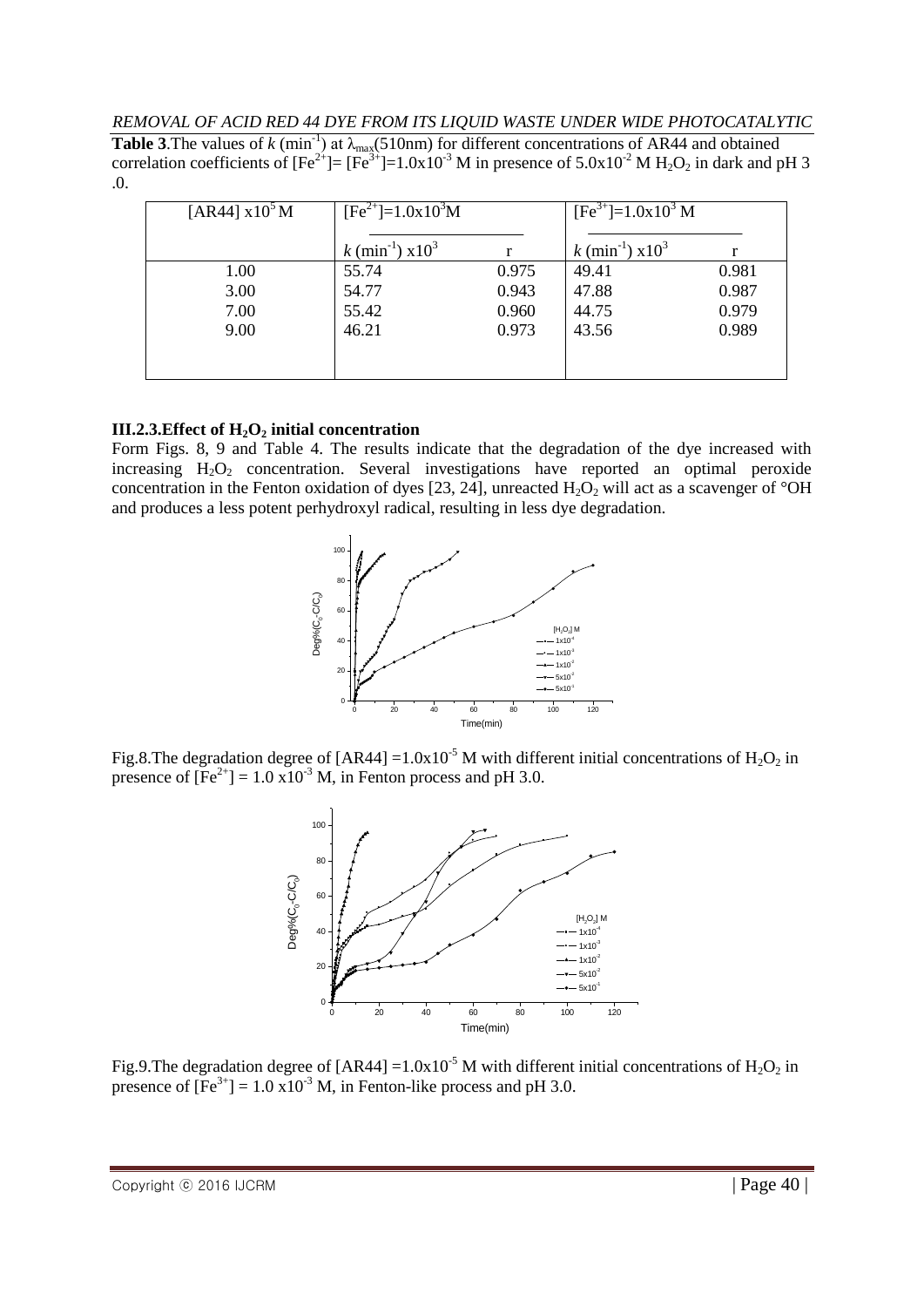**Table 3**.The values of $k$ (min$^{-1}$) at $\lambda_{max}$(510nm) for different concentrations of AR44 and obtained correlation coefficients of $[Fe^{2+}]= [Fe^{3+}]=1.0x10^{-3}$ M in presence of $5.0x10^{-2}$ M $H_2O_2$ in dark and pH 3 .0.

| [AR44] x10$^5$ M | $[Fe^{2+}]=1.0x10^3$M | | $[Fe^{3+}]=1.0x10^3$ M | |
|---|---|---|---|---|
| | $k$ (min$^{-1}$) x10$^3$ | r | $k$ (min$^{-1}$) x10$^3$ | r |
| 1.00 | 55.74 | 0.975 | 49.41 | 0.981 |
| 3.00 | 54.77 | 0.943 | 47.88 | 0.987 |
| 7.00 | 55.42 | 0.960 | 44.75 | 0.979 |
| 9.00 | 46.21 | 0.973 | 43.56 | 0.989 |

### III.2.3.Effect of $H_2O_2$ initial concentration

Form Figs. 8, 9 and Table 4. The results indicate that the degradation of the dye increased with increasing $H_2O_2$ concentration. Several investigations have reported an optimal peroxide concentration in the Fenton oxidation of dyes [23, 24], unreacted $H_2O_2$ will act as a scavenger of °OH and produces a less potent perhydroxyl radical, resulting in less dye degradation.

Fig.8.The degradation degree of [AR44] =$1.0x10^{-5}$ M with different initial concentrations of $H_2O_2$ in presence of $[Fe^{2+}]$ = 1.0 x10$^{-3}$ M, in Fenton process and pH 3.0.

Fig.9.The degradation degree of [AR44] =$1.0x10^{-5}$ M with different initial concentrations of $H_2O_2$ in presence of $[Fe^{3+}]$ = 1.0 x10$^{-3}$ M, in Fenton-like process and pH 3.0.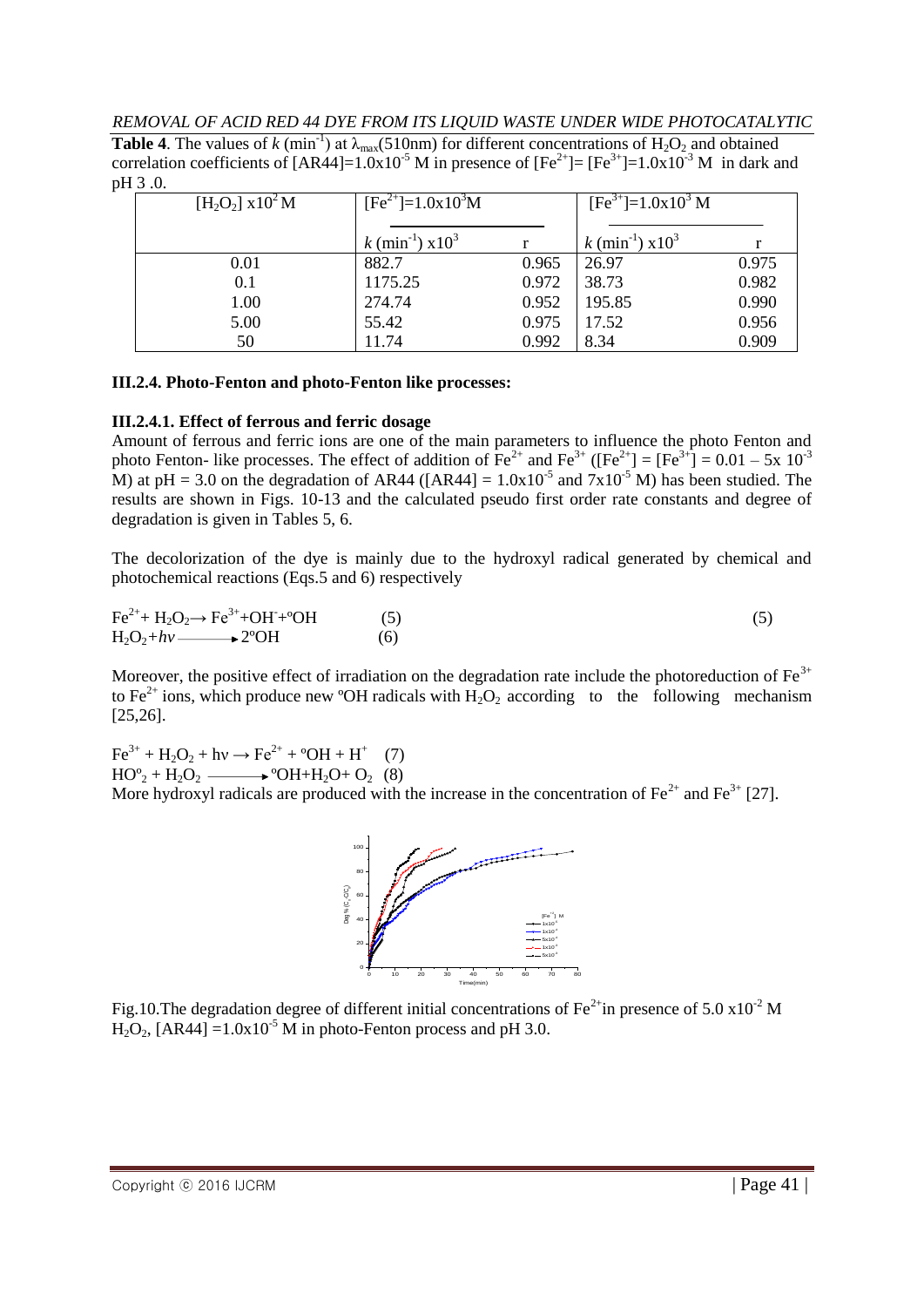**Table 4**. The values of $k$ ($min^{-1}$) at $\lambda_{max}$(510nm) for different concentrations of $H_2O_2$ and obtained correlation coefficients of [AR44]=$1.0x10^{-5}$ M in presence of [$Fe^{2+}$]= [$Fe^{3+}$]=$1.0x10^{-3}$ M in dark and pH 3 .0.

| [$H_2O_2$] $x10^2$ M | [$Fe^{2+}$]=$1.0x10^3$M | | [$Fe^{3+}$]=$1.0x10^3$ M | |
|---|---|---|---|---|
| | $k$ ($min^{-1}$) $x10^3$ | r | $k$ ($min^{-1}$) $x10^3$ | r |
| 0.01 | 882.7 | 0.965 | 26.97 | 0.975 |
| 0.1 | 1175.25 | 0.972 | 38.73 | 0.982 |
| 1.00 | 274.74 | 0.952 | 195.85 | 0.990 |
| 5.00 | 55.42 | 0.975 | 17.52 | 0.956 |
| 50 | 11.74 | 0.992 | 8.34 | 0.909 |

### III.2.4. Photo-Fenton and photo-Fenton like processes:

#### III.2.4.1. Effect of ferrous and ferric dosage

Amount of ferrous and ferric ions are one of the main parameters to influence the photo Fenton and photo Fenton- like processes. The effect of addition of $Fe^{2+}$ and $Fe^{3+}$ ([$Fe^{2+}$] = [$Fe^{3+}$] = 0.01 – 5x $10^{-3}$ M) at pH = 3.0 on the degradation of AR44 ([AR44] = $1.0x10^{-5}$ and $7x10^{-5}$ M) has been studied. The results are shown in Figs. 10-13 and the calculated pseudo first order rate constants and degree of degradation is given in Tables 5, 6.

The decolorization of the dye is mainly due to the hydroxyl radical generated by chemical and photochemical reactions (Eqs.5 and 6) respectively

$$Fe^{2+} + H_2O_2 \rightarrow Fe^{3+} + OH^- + {}^{o}OH \quad (5)$$

$$H_2O_2 + h\nu \longrightarrow 2{}^{o}OH \quad (6)$$

Moreover, the positive effect of irradiation on the degradation rate include the photoreduction of $Fe^{3+}$ to $Fe^{2+}$ ions, which produce new ºOH radicals with $H_2O_2$ according to the following mechanism [25,26].

$$Fe^{3+} + H_2O_2 + h\nu \rightarrow Fe^{2+} + {}^{o}OH + H^+ \quad (7)$$

$$HO^{o}_2 + H_2O_2 \longrightarrow {}^{o}OH + H_2O + O_2 \quad (8)$$

More hydroxyl radicals are produced with the increase in the concentration of $Fe^{2+}$ and $Fe^{3+}$ [27].

Fig.10.The degradation degree of different initial concentrations of $Fe^{2+}$in presence of 5.0 $x10^{-2}$ M $H_2O_2$, [AR44] =$1.0x10^{-5}$ M in photo-Fenton process and pH 3.0.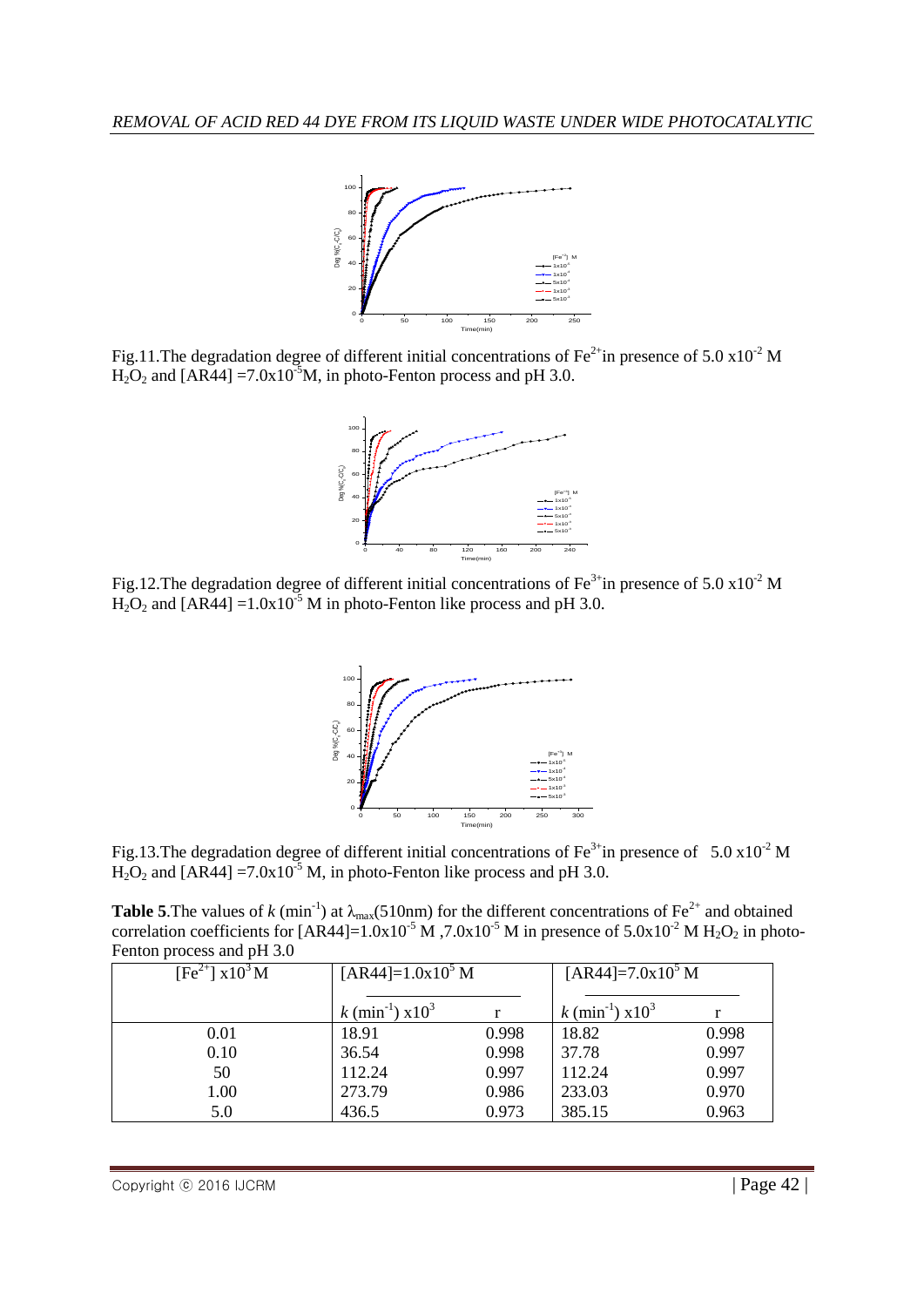Fig.11.The degradation degree of different initial concentrations of $Fe^{2+}$in presence of 5.0 x$10^{-2}$ M $H_2O_2$ and [AR44] =7.0x$10^{-5}$M, in photo-Fenton process and pH 3.0.

Fig.12.The degradation degree of different initial concentrations of $Fe^{3+}$in presence of 5.0 x$10^{-2}$ M $H_2O_2$ and [AR44] =1.0x$10^{-5}$ M in photo-Fenton like process and pH 3.0.

Fig.13.The degradation degree of different initial concentrations of $Fe^{3+}$in presence of 5.0 x$10^{-2}$ M $H_2O_2$ and [AR44] =7.0x$10^{-5}$ M, in photo-Fenton like process and pH 3.0.

**Table 5**.The values of $k$ ($min^{-1}$) at $\lambda_{max}$(510nm) for the different concentrations of $Fe^{2+}$ and obtained correlation coefficients for [AR44]=1.0x$10^{-5}$ M ,7.0x$10^{-5}$ M in presence of 5.0x$10^{-2}$ M $H_2O_2$ in photo-Fenton process and pH 3.0

| $[Fe^{2+}]$ x$10^{3}$ M | [AR44]=1.0x$10^{5}$ M | | [AR44]=7.0x$10^{5}$ M | |
|---|---|---|---|---|
| | $k$ ($min^{-1}$) x$10^{3}$ | r | $k$ ($min^{-1}$) x$10^{3}$ | r |
| 0.01 | 18.91 | 0.998 | 18.82 | 0.998 |
| 0.10 | 36.54 | 0.998 | 37.78 | 0.997 |
| 50 | 112.24 | 0.997 | 112.24 | 0.997 |
| 1.00 | 273.79 | 0.986 | 233.03 | 0.970 |
| 5.0 | 436.5 | 0.973 | 385.15 | 0.963 |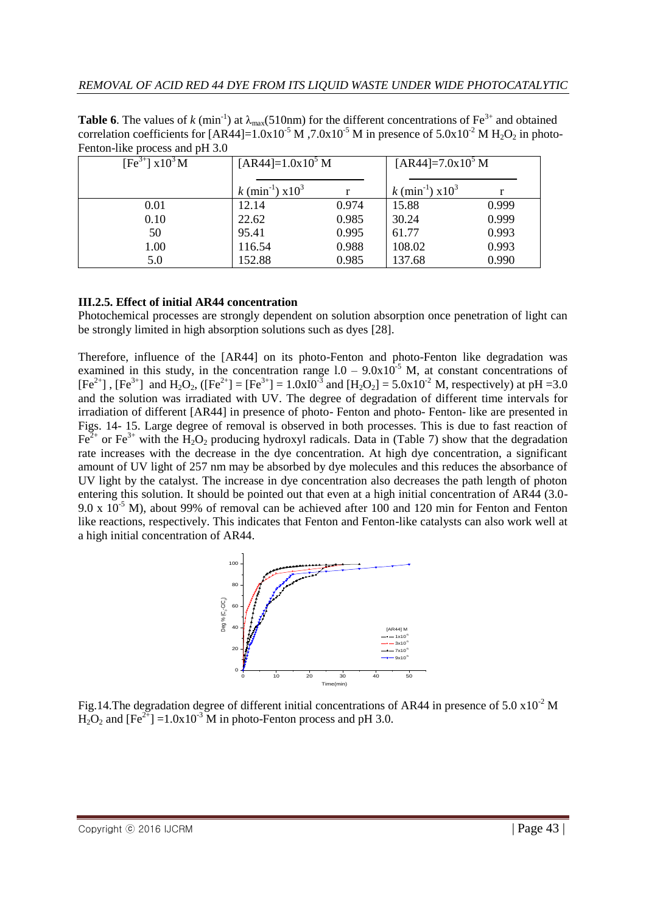**Table 6**. The values of $k$ ($min^{-1}$) at $\lambda_{max}$(510nm) for the different concentrations of $Fe^{3+}$ and obtained correlation coefficients for $[AR44]=1.0x10^{-5}$ M ,$7.0x10^{-5}$ M in presence of $5.0x10^{-2}$ M $H_2O_2$ in photo-Fenton-like process and pH 3.0

| $[Fe^{3+}]$ $x10^3$ M | $[AR44]=1.0x10^5$ M | | $[AR44]=7.0x10^5$ M | |
|---|---|---|---|---|
| | $k$ ($min^{-1}$) $x10^3$ | r | $k$ ($min^{-1}$) $x10^3$ | r |
| 0.01 | 12.14 | 0.974 | 15.88 | 0.999 |
| 0.10 | 22.62 | 0.985 | 30.24 | 0.999 |
| 50 | 95.41 | 0.995 | 61.77 | 0.993 |
| 1.00 | 116.54 | 0.988 | 108.02 | 0.993 |
| 5.0 | 152.88 | 0.985 | 137.68 | 0.990 |

### III.2.5. Effect of initial AR44 concentration

Photochemical processes are strongly dependent on solution absorption once penetration of light can be strongly limited in high absorption solutions such as dyes [28].

Therefore, influence of the [AR44] on its photo-Fenton and photo-Fenton like degradation was examined in this study, in the concentration range $1.0 - 9.0x10^{-5}$ M, at constant concentrations of $[Fe^{2+}]$ , $[Fe^{3+}]$ and $H_2O_2$, ($[Fe^{2+}] = [Fe^{3+}] = 1.0x10^{-3}$ and $[H_2O_2] = 5.0x10^{-2}$ M, respectively) at pH =3.0 and the solution was irradiated with UV. The degree of degradation of different time intervals for irradiation of different [AR44] in presence of photo- Fenton and photo- Fenton- like are presented in Figs. 14- 15. Large degree of removal is observed in both processes. This is due to fast reaction of $Fe^{2+}$ or $Fe^{3+}$ with the $H_2O_2$ producing hydroxyl radicals. Data in (Table 7) show that the degradation rate increases with the decrease in the dye concentration. At high dye concentration, a significant amount of UV light of 257 nm may be absorbed by dye molecules and this reduces the absorbance of UV light by the catalyst. The increase in dye concentration also decreases the path length of photon entering this solution. It should be pointed out that even at a high initial concentration of AR44 (3.0-9.0 x $10^{-5}$ M), about 99% of removal can be achieved after 100 and 120 min for Fenton and Fenton like reactions, respectively. This indicates that Fenton and Fenton-like catalysts can also work well at a high initial concentration of AR44.

Fig.14.The degradation degree of different initial concentrations of AR44 in presence of 5.0 $x10^{-2}$ M $H_2O_2$ and $[Fe^{2+}]$ =$1.0x10^{-3}$ M in photo-Fenton process and pH 3.0.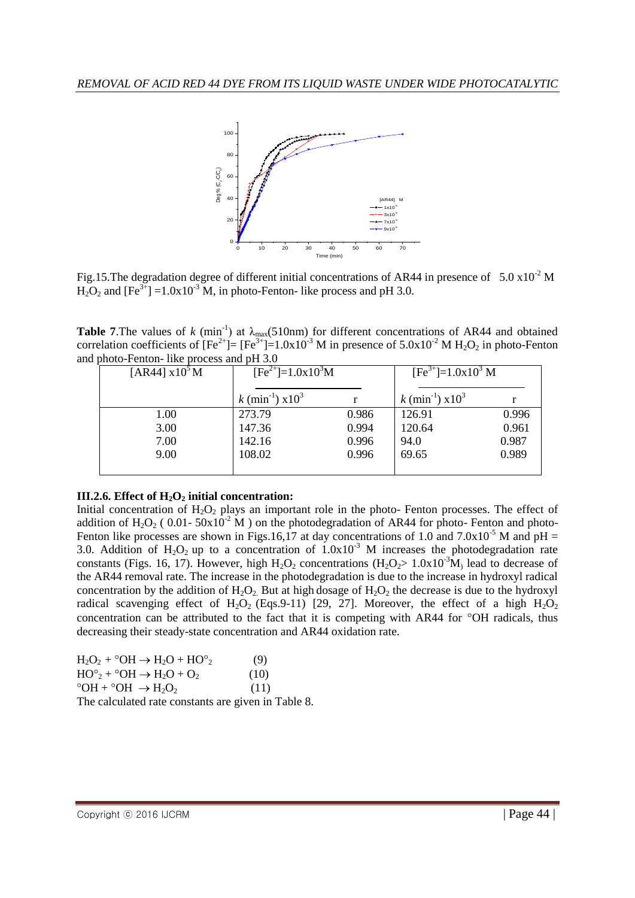Fig.15.The degradation degree of different initial concentrations of AR44 in presence of $5.0 \times 10^{-2}$ M $H_2O_2$ and $[Fe^{3+}] = 1.0 \times 10^{-3}$ M, in photo-Fenton- like process and pH 3.0.

**Table 7**.The values of $k$ ($min^{-1}$) at $\lambda_{max}$(510nm) for different concentrations of AR44 and obtained correlation coefficients of $[Fe^{2+}] = [Fe^{3+}] = 1.0 \times 10^{-3}$ M in presence of $5.0 \times 10^{-2}$ M $H_2O_2$ in photo-Fenton and photo-Fenton- like process and pH 3.0

| [AR44] $\times 10^5$ M | $[Fe^{2+}] = 1.0 \times 10^3$ M | | $[Fe^{3+}] = 1.0 \times 10^3$ M | |
|---|---|---|---|---|
| | $k$ ($min^{-1}$) $\times 10^3$ | r | $k$ ($min^{-1}$) $\times 10^3$ | r |
| 1.00 | 273.79 | 0.986 | 126.91 | 0.996 |
| 3.00 | 147.36 | 0.994 | 120.64 | 0.961 |
| 7.00 | 142.16 | 0.996 | 94.0 | 0.987 |
| 9.00 | 108.02 | 0.996 | 69.65 | 0.989 |

### III.2.6. Effect of $H_2O_2$ initial concentration:

Initial concentration of $H_2O_2$ plays an important role in the photo- Fenton processes. The effect of addition of $H_2O_2$ ( 0.01- $50 \times 10^{-2}$ M ) on the photodegradation of AR44 for photo- Fenton and photo-Fenton like processes are shown in Figs.16,17 at day concentrations of 1.0 and $7.0 \times 10^{-5}$ M and pH = 3.0. Addition of $H_2O_2$ up to a concentration of $1.0 \times 10^{-3}$ M increases the photodegradation rate constants (Figs. 16, 17). However, high $H_2O_2$ concentrations ($H_2O_2 > 1.0 \times 10^{-3}$M) lead to decrease of the AR44 removal rate. The increase in the photodegradation is due to the increase in hydroxyl radical concentration by the addition of $H_2O_2$. But at high dosage of $H_2O_2$ the decrease is due to the hydroxyl radical scavenging effect of $H_2O_2$ (Eqs.9-11) [29, 27]. Moreover, the effect of a high $H_2O_2$ concentration can be attributed to the fact that it is competing with AR44 for °OH radicals, thus decreasing their steady-state concentration and AR44 oxidation rate.

$$H_2O_2 + {}^\circ OH \rightarrow H_2O + HO^\circ_2 \qquad (9)$$

$$HO^\circ_2 + {}^\circ OH \rightarrow H_2O + O_2 \qquad (10)$$

$${}^\circ OH + {}^\circ OH \rightarrow H_2O_2 \qquad (11)$$

The calculated rate constants are given in Table 8.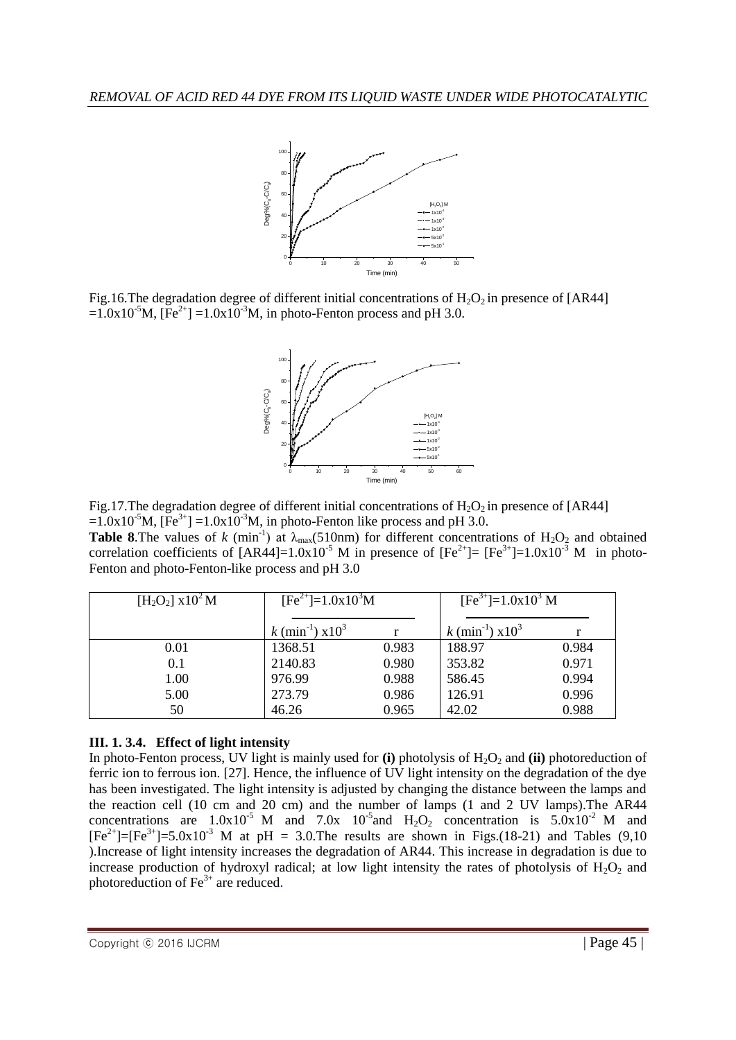Fig.16.The degradation degree of different initial concentrations of $H_2O_2$ in presence of [AR44] $=1.0x10^{-5}$M, $[Fe^{2+}]=1.0x10^{-3}$M, in photo-Fenton process and pH 3.0.

Fig.17.The degradation degree of different initial concentrations of $H_2O_2$ in presence of [AR44] $=1.0x10^{-5}$M, $[Fe^{3+}]=1.0x10^{-3}$M, in photo-Fenton like process and pH 3.0.

**Table 8**.The values of $k$ ($min^{-1}$) at $\lambda_{max}$(510nm) for different concentrations of $H_2O_2$ and obtained correlation coefficients of $[AR44]=1.0x10^{-5}$ M in presence of $[Fe^{2+}]=[Fe^{3+}]=1.0x10^{-3}$ M in photo-Fenton and photo-Fenton-like process and pH 3.0

| $[H_2O_2]$ x$10^2$ M | $[Fe^{2+}]=1.0x10^3$M | | $[Fe^{3+}]=1.0x10^3$ M | |
|---|---|---|---|---|
| | $k$ ($min^{-1}$) x$10^3$ | r | $k$ ($min^{-1}$) x$10^3$ | r |
| 0.01 | 1368.51 | 0.983 | 188.97 | 0.984 |
| 0.1 | 2140.83 | 0.980 | 353.82 | 0.971 |
| 1.00 | 976.99 | 0.988 | 586.45 | 0.994 |
| 5.00 | 273.79 | 0.986 | 126.91 | 0.996 |
| 50 | 46.26 | 0.965 | 42.02 | 0.988 |

### III. 1. 3.4. Effect of light intensity

In photo-Fenton process, UV light is mainly used for **(i)** photolysis of $H_2O_2$ and **(ii)** photoreduction of ferric ion to ferrous ion. [27]. Hence, the influence of UV light intensity on the degradation of the dye has been investigated. The light intensity is adjusted by changing the distance between the lamps and the reaction cell (10 cm and 20 cm) and the number of lamps (1 and 2 UV lamps).The AR44 concentrations are $1.0x10^{-5}$ M and $7.0x\ 10^{-5}$and $H_2O_2$ concentration is $5.0x10^{-2}$ M and $[Fe^{2+}]=[Fe^{3+}]=5.0x10^{-3}$ M at pH = 3.0.The results are shown in Figs.(18-21) and Tables (9,10 ).Increase of light intensity increases the degradation of AR44. This increase in degradation is due to increase production of hydroxyl radical; at low light intensity the rates of photolysis of $H_2O_2$ and photoreduction of $Fe^{3+}$ are reduced.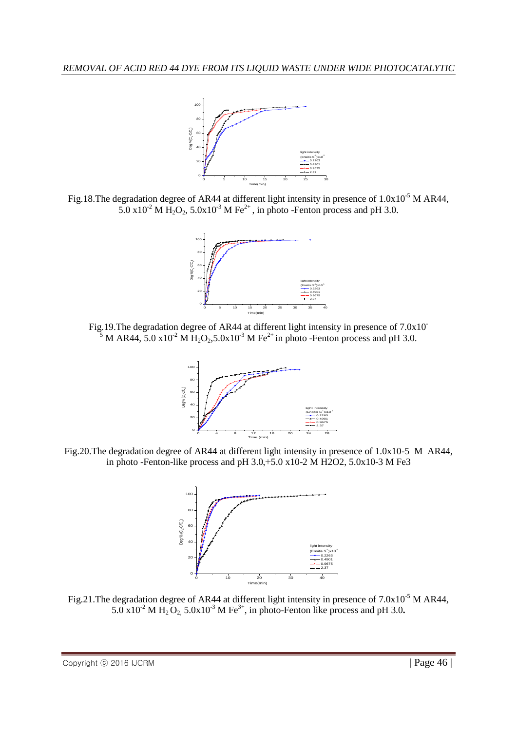Fig.18.The degradation degree of AR44 at different light intensity in presence of $1.0x10^{-5}$ M AR44, $5.0 x10^{-2}$ M $H_2O_2$, $5.0x10^{-3}$ M $Fe^{2+}$ , in photo -Fenton process and pH 3.0.

Fig.19.The degradation degree of AR44 at different light intensity in presence of $7.0x10^{-5}$ M AR44, $5.0 x10^{-2}$ M $H_2O_2$,$5.0x10^{-3}$ M $Fe^{2+}$ in photo -Fenton process and pH 3.0.

Fig.20.The degradation degree of AR44 at different light intensity in presence of 1.0x10-5 M AR44, in photo -Fenton-like process and pH 3.0,+5.0 x10-2 M H2O2, 5.0x10-3 M Fe3

Fig.21.The degradation degree of AR44 at different light intensity in presence of $7.0x10^{-5}$ M AR44, $5.0 x10^{-2}$ M $H_2O_2$, $5.0x10^{-3}$ M $Fe^{3+}$, in photo-Fenton like process and pH 3.0**.**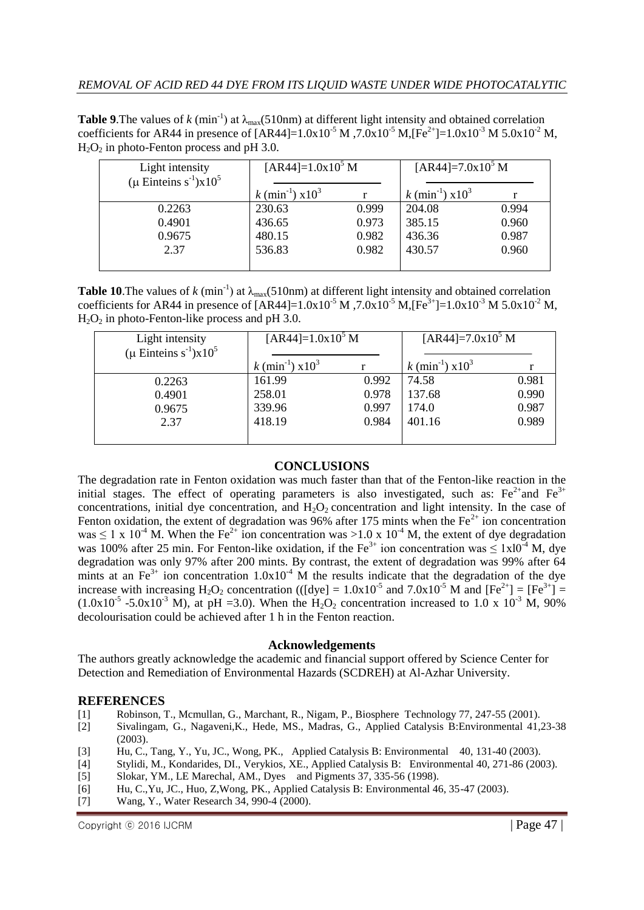**Table 9**.The values of $k$ ($min^{-1}$) at $\lambda_{max}$(510nm) at different light intensity and obtained correlation coefficients for AR44 in presence of [AR44]=$1.0x10^{-5}$ M ,$7.0x10^{-5}$ M,[$Fe^{2+}$]=$1.0x10^{-3}$ M $5.0x10^{-2}$ M, $H_2O_2$ in photo-Fenton process and pH 3.0.

| Light intensity ($\mu$ Einteins $s^{-1}$)x$10^5$ | [AR44]=$1.0x10^5$ M | | [AR44]=$7.0x10^5$ M | |
|---|---|---|---|---|
| | $k$ ($min^{-1}$) x$10^3$ | r | $k$ ($min^{-1}$) x$10^3$ | r |
| 0.2263 | 230.63 | 0.999 | 204.08 | 0.994 |
| 0.4901 | 436.65 | 0.973 | 385.15 | 0.960 |
| 0.9675 | 480.15 | 0.982 | 436.36 | 0.987 |
| 2.37 | 536.83 | 0.982 | 430.57 | 0.960 |

**Table 10**.The values of $k$ ($min^{-1}$) at $\lambda_{max}$(510nm) at different light intensity and obtained correlation coefficients for AR44 in presence of [AR44]=$1.0x10^{-5}$ M ,$7.0x10^{-5}$ M,[$Fe^{3+}$]=$1.0x10^{-3}$ M $5.0x10^{-2}$ M, $H_2O_2$ in photo-Fenton-like process and pH 3.0.

| Light intensity ($\mu$ Einteins $s^{-1}$)x$10^5$ | [AR44]=$1.0x10^5$ M | | [AR44]=$7.0x10^5$ M | |
|---|---|---|---|---|
| | $k$ ($min^{-1}$) x$10^3$ | r | $k$ ($min^{-1}$) x$10^3$ | r |
| 0.2263 | 161.99 | 0.992 | 74.58 | 0.981 |
| 0.4901 | 258.01 | 0.978 | 137.68 | 0.990 |
| 0.9675 | 339.96 | 0.997 | 174.0 | 0.987 |
| 2.37 | 418.19 | 0.984 | 401.16 | 0.989 |

## CONCLUSIONS

The degradation rate in Fenton oxidation was much faster than that of the Fenton-like reaction in the initial stages. The effect of operating parameters is also investigated, such as: $Fe^{2+}$and $Fe^{3+}$ concentrations, initial dye concentration, and $H_2O_2$ concentration and light intensity. In the case of Fenton oxidation, the extent of degradation was 96% after 175 mints when the $Fe^{2+}$ ion concentration was $\leq 1 \times 10^{-4}$ M. When the $Fe^{2+}$ ion concentration was $>1.0 \times 10^{-4}$ M, the extent of dye degradation was 100% after 25 min. For Fenton-like oxidation, if the $Fe^{3+}$ ion concentration was $\leq 1x10^{-4}$ M, dye degradation was only 97% after 200 mints. By contrast, the extent of degradation was 99% after 64 mints at an $Fe^{3+}$ ion concentration $1.0x10^{-4}$ M the results indicate that the degradation of the dye increase with increasing $H_2O_2$ concentration (([dye] = $1.0x10^{-5}$ and $7.0x10^{-5}$ M and [$Fe^{2+}$] = [$Fe^{3+}$] = ($1.0x10^{-5}$ -$5.0x10^{-3}$ M), at pH =3.0). When the $H_2O_2$ concentration increased to $1.0 \times 10^{-3}$ M, 90% decolourisation could be achieved after 1 h in the Fenton reaction.

### Acknowledgements

The authors greatly acknowledge the academic and financial support offered by Science Center for Detection and Remediation of Environmental Hazards (SCDREH) at Al-Azhar University.

## REFERENCES

[1] Robinson, T., Mcmullan, G., Marchant, R., Nigam, P., Biosphere Technology 77, 247-55 (2001).
[2] Sivalingam, G., Nagaveni,K., Hede, MS., Madras, G., Applied Catalysis B:Environmental 41,23-38 (2003).
[3] Hu, C., Tang, Y., Yu, JC., Wong, PK., Applied Catalysis B: Environmental 40, 131-40 (2003).
[4] Stylidi, M., Kondarides, DI., Verykios, XE., Applied Catalysis B: Environmental 40, 271-86 (2003).
[5] Slokar, YM., LE Marechal, AM., Dyes and Pigments 37, 335-56 (1998).
[6] Hu, C.,Yu, JC., Huo, Z,Wong, PK., Applied Catalysis B: Environmental 46, 35-47 (2003).
[7] Wang, Y., Water Research 34, 990-4 (2000).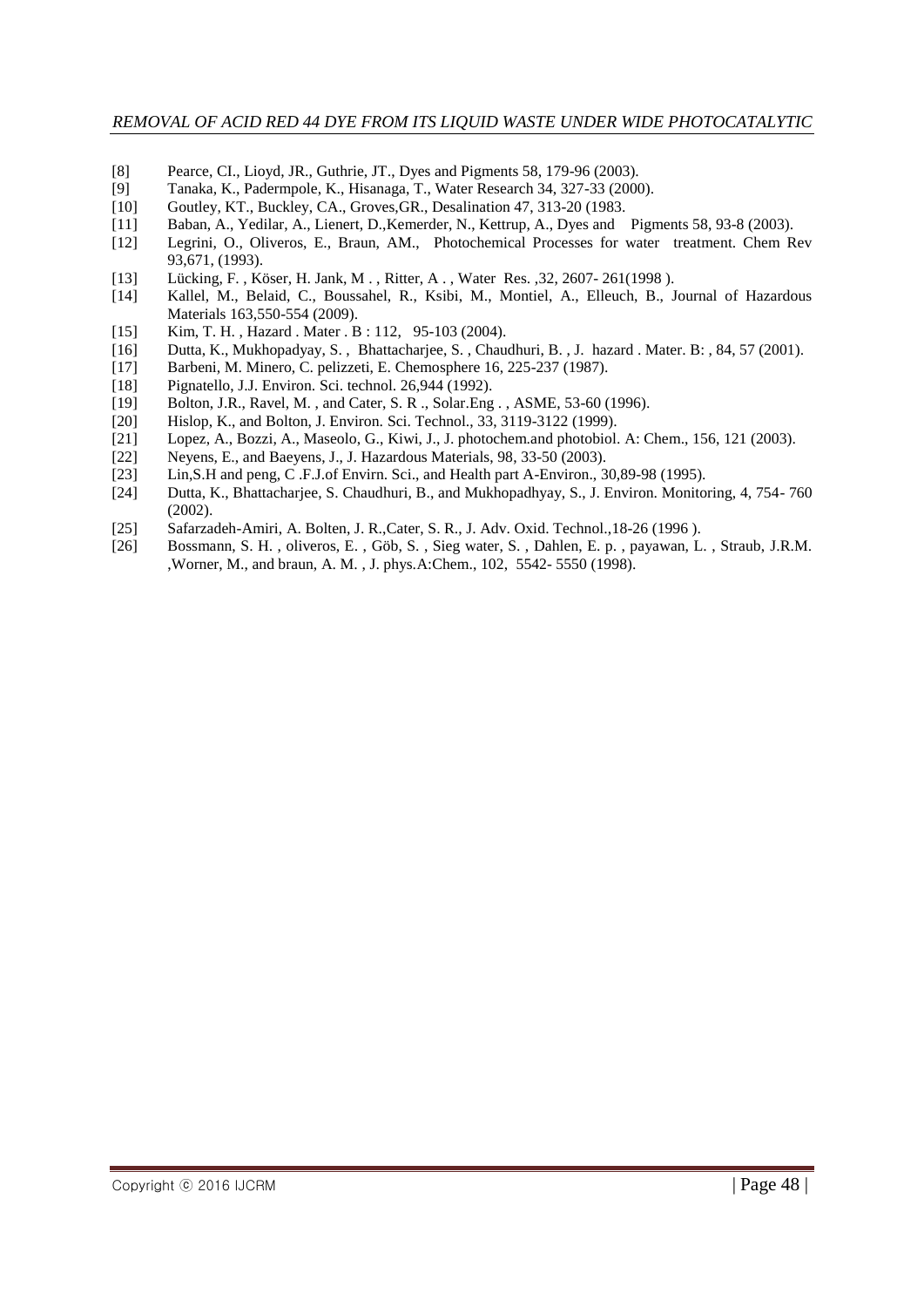[8] Pearce, CI., Lioyd, JR., Guthrie, JT., Dyes and Pigments 58, 179-96 (2003).

[9] Tanaka, K., Padermpole, K., Hisanaga, T., Water Research 34, 327-33 (2000).

[10] Goutley, KT., Buckley, CA., Groves,GR., Desalination 47, 313-20 (1983.

[11] Baban, A., Yedilar, A., Lienert, D.,Kemerder, N., Kettrup, A., Dyes and Pigments 58, 93-8 (2003).

[12] Legrini, O., Oliveros, E., Braun, AM., Photochemical Processes for water treatment. Chem Rev 93,671, (1993).

[13] Lücking, F. , Köser, H. Jank, M . , Ritter, A . , Water Res. ,32, 2607- 261(1998 ).

[14] Kallel, M., Belaid, C., Boussahel, R., Ksibi, M., Montiel, A., Elleuch, B., Journal of Hazardous Materials 163,550-554 (2009).

[15] Kim, T. H. , Hazard . Mater . B : 112, 95-103 (2004).

[16] Dutta, K., Mukhopadyay, S. , Bhattacharjee, S. , Chaudhuri, B. , J. hazard . Mater. B: , 84, 57 (2001).

[17] Barbeni, M. Minero, C. pelizzeti, E. Chemosphere 16, 225-237 (1987).

[18] Pignatello, J.J. Environ. Sci. technol. 26,944 (1992).

[19] Bolton, J.R., Ravel, M. , and Cater, S. R ., Solar.Eng . , ASME, 53-60 (1996).

[20] Hislop, K., and Bolton, J. Environ. Sci. Technol., 33, 3119-3122 (1999).

[21] Lopez, A., Bozzi, A., Maseolo, G., Kiwi, J., J. photochem.and photobiol. A: Chem., 156, 121 (2003).

[22] Neyens, E., and Baeyens, J., J. Hazardous Materials, 98, 33-50 (2003).

[23] Lin,S.H and peng, C .F.J.of Envirn. Sci., and Health part A-Environ., 30,89-98 (1995).

[24] Dutta, K., Bhattacharjee, S. Chaudhuri, B., and Mukhopadhyay, S., J. Environ. Monitoring, 4, 754- 760 (2002).

[25] Safarzadeh-Amiri, A. Bolten, J. R.,Cater, S. R., J. Adv. Oxid. Technol.,18-26 (1996 ).

[26] Bossmann, S. H. , oliveros, E. , Göb, S. , Sieg water, S. , Dahlen, E. p. , payawan, L. , Straub, J.R.M. ,Worner, M., and braun, A. M. , J. phys.A:Chem., 102, 5542- 5550 (1998).